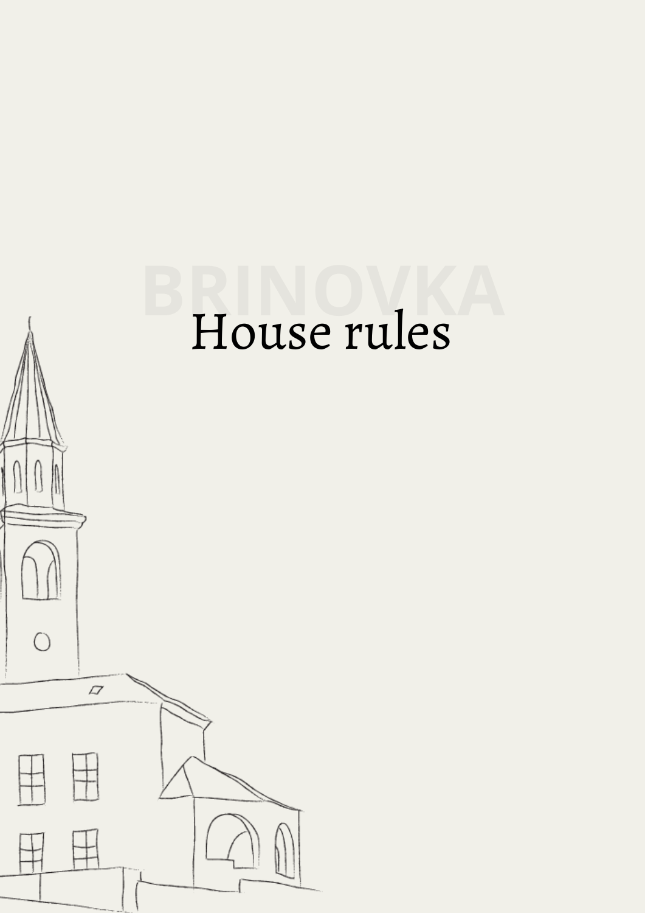BRINOVKA

# House rules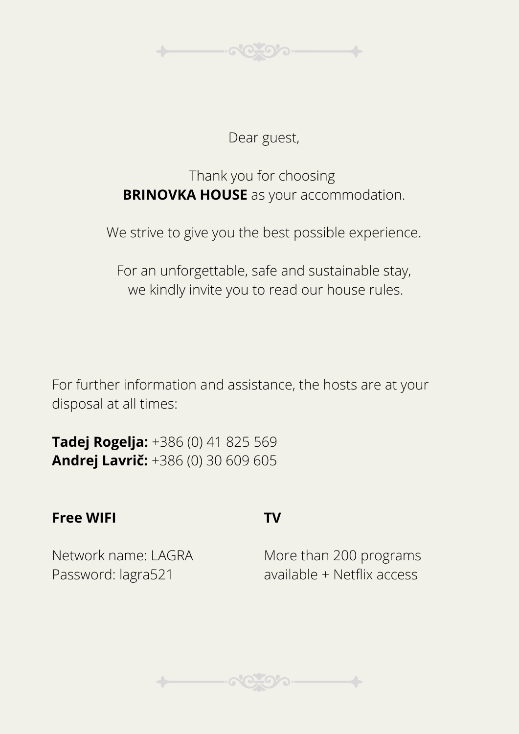Dear guest,

Thank you for choosing
**BRINOVKA HOUSE** as your accommodation.

We strive to give you the best possible experience.

For an unforgettable, safe and sustainable stay,
we kindly invite you to read our house rules.

For further information and assistance, the hosts are at your disposal at all times:

**Tadej Rogelja:** +386 (0) 41 825 569
**Andrej Lavrič:** +386 (0) 30 609 605

**Free WIFI**

Network name: LAGRA
Password: lagra521

**TV**

More than 200 programs available + Netflix access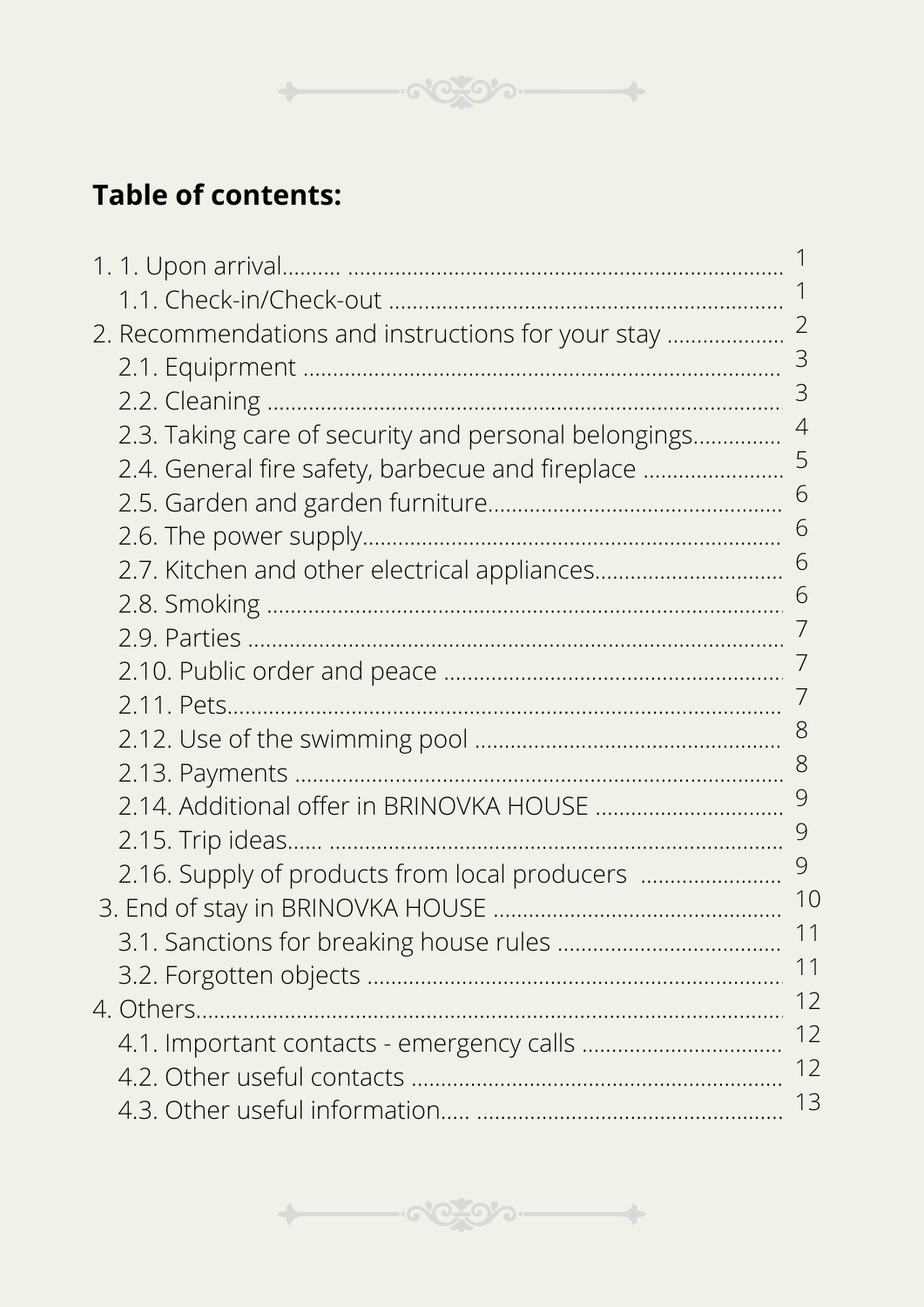## Table of contents:

1. 1. Upon arrival......... ........................................................................ 1
   - 1.1. Check-in/Check-out ................................................................ 1
2. Recommendations and instructions for your stay ................... 2
   - 2.1. Equiprment ............................................................................... 3
   - 2.2. Cleaning .................................................................................... 3
   - 2.3. Taking care of security and personal belongings.............. 4
   - 2.4. General fire safety, barbecue and fireplace ....................... 5
   - 2.5. Garden and garden furniture................................................ 6
   - 2.6. The power supply..................................................................... 6
   - 2.7. Kitchen and other electrical appliances............................... 6
   - 2.8. Smoking ..................................................................................... 6
   - 2.9. Parties ........................................................................................ 7
   - 2.10. Public order and peace ........................................................ 7
   - 2.11. Pets............................................................................................ 7
   - 2.12. Use of the swimming pool .................................................. 8
   - 2.13. Payments ................................................................................. 8
   - 2.14. Additional offer in BRINOVKA HOUSE ............................... 9
   - 2.15. Trip ideas..... ........................................................................... 9
   - 2.16. Supply of products from local producers ....................... 9
3. End of stay in BRINOVKA HOUSE ................................................ 10
   - 3.1. Sanctions for breaking house rules .................................... 11
   - 3.2. Forgotten objects .................................................................... 11
4. Others................................................................................................ 12
   - 4.1. Important contacts - emergency calls ................................ 12
   - 4.2. Other useful contacts ............................................................. 12
   - 4.3. Other useful information..... .................................................. 13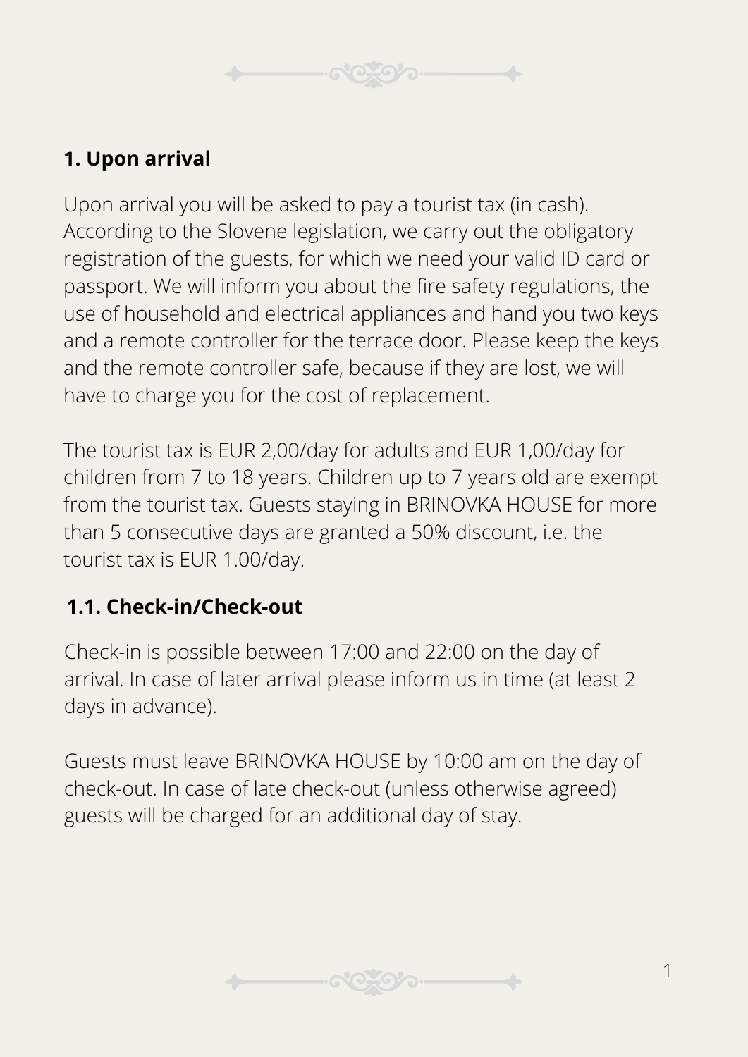## 1. Upon arrival

Upon arrival you will be asked to pay a tourist tax (in cash). According to the Slovene legislation, we carry out the obligatory registration of the guests, for which we need your valid ID card or passport. We will inform you about the fire safety regulations, the use of household and electrical appliances and hand you two keys and a remote controller for the terrace door. Please keep the keys and the remote controller safe, because if they are lost, we will have to charge you for the cost of replacement.

The tourist tax is EUR 2,00/day for adults and EUR 1,00/day for children from 7 to 18 years. Children up to 7 years old are exempt from the tourist tax. Guests staying in BRINOVKA HOUSE for more than 5 consecutive days are granted a 50% discount, i.e. the tourist tax is EUR 1.00/day.

### 1.1. Check-in/Check-out

Check-in is possible between 17:00 and 22:00 on the day of arrival. In case of later arrival please inform us in time (at least 2 days in advance).

Guests must leave BRINOVKA HOUSE by 10:00 am on the day of check-out. In case of late check-out (unless otherwise agreed) guests will be charged for an additional day of stay.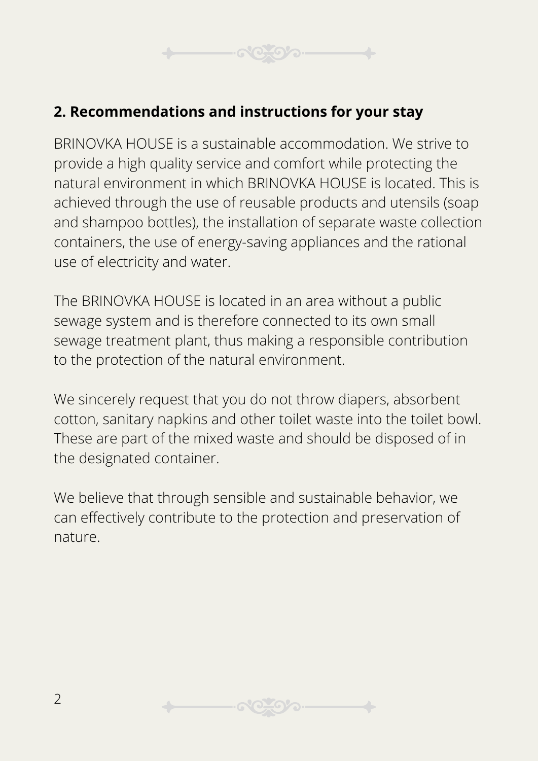## 2. Recommendations and instructions for your stay

BRINOVKA HOUSE is a sustainable accommodation. We strive to provide a high quality service and comfort while protecting the natural environment in which BRINOVKA HOUSE is located. This is achieved through the use of reusable products and utensils (soap and shampoo bottles), the installation of separate waste collection containers, the use of energy-saving appliances and the rational use of electricity and water.

The BRINOVKA HOUSE is located in an area without a public sewage system and is therefore connected to its own small sewage treatment plant, thus making a responsible contribution to the protection of the natural environment.

We sincerely request that you do not throw diapers, absorbent cotton, sanitary napkins and other toilet waste into the toilet bowl. These are part of the mixed waste and should be disposed of in the designated container.

We believe that through sensible and sustainable behavior, we can effectively contribute to the protection and preservation of nature.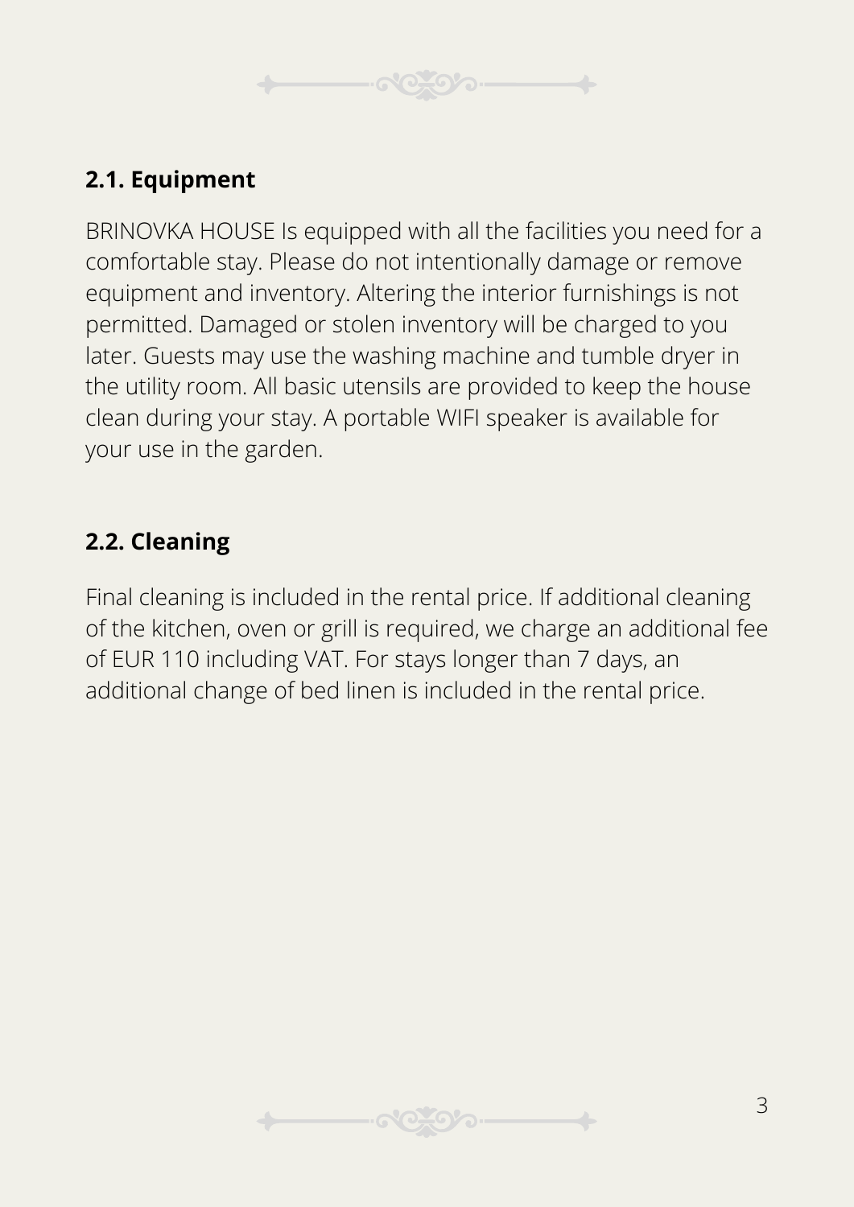## 2.1. Equipment

BRINOVKA HOUSE Is equipped with all the facilities you need for a comfortable stay. Please do not intentionally damage or remove equipment and inventory. Altering the interior furnishings is not permitted. Damaged or stolen inventory will be charged to you later. Guests may use the washing machine and tumble dryer in the utility room. All basic utensils are provided to keep the house clean during your stay. A portable WIFI speaker is available for your use in the garden.

## 2.2. Cleaning

Final cleaning is included in the rental price. If additional cleaning of the kitchen, oven or grill is required, we charge an additional fee of EUR 110 including VAT. For stays longer than 7 days, an additional change of bed linen is included in the rental price.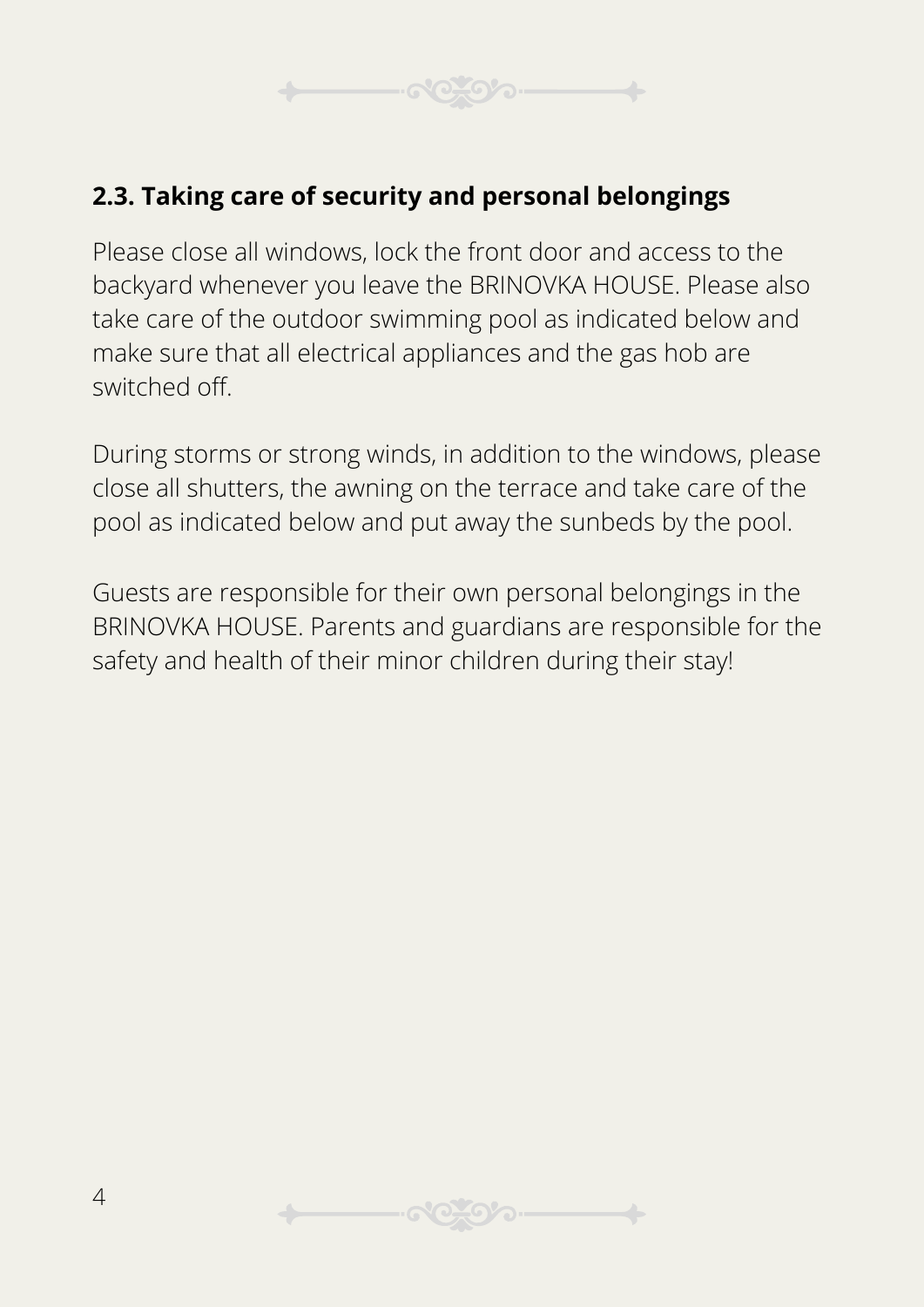## 2.3. Taking care of security and personal belongings

Please close all windows, lock the front door and access to the backyard whenever you leave the BRINOVKA HOUSE. Please also take care of the outdoor swimming pool as indicated below and make sure that all electrical appliances and the gas hob are switched off.

During storms or strong winds, in addition to the windows, please close all shutters, the awning on the terrace and take care of the pool as indicated below and put away the sunbeds by the pool.

Guests are responsible for their own personal belongings in the BRINOVKA HOUSE. Parents and guardians are responsible for the safety and health of their minor children during their stay!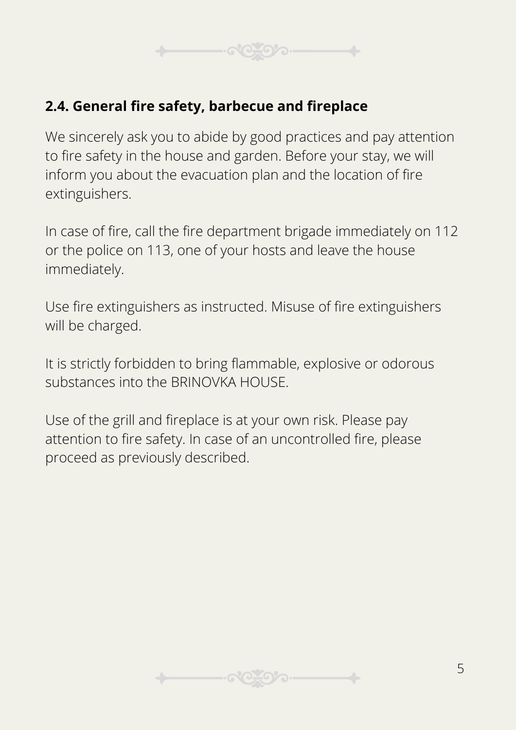## 2.4. General fire safety, barbecue and fireplace

We sincerely ask you to abide by good practices and pay attention to fire safety in the house and garden. Before your stay, we will inform you about the evacuation plan and the location of fire extinguishers.

In case of fire, call the fire department brigade immediately on 112 or the police on 113, one of your hosts and leave the house immediately.

Use fire extinguishers as instructed. Misuse of fire extinguishers will be charged.

It is strictly forbidden to bring flammable, explosive or odorous substances into the BRINOVKA HOUSE.

Use of the grill and fireplace is at your own risk. Please pay attention to fire safety. In case of an uncontrolled fire, please proceed as previously described.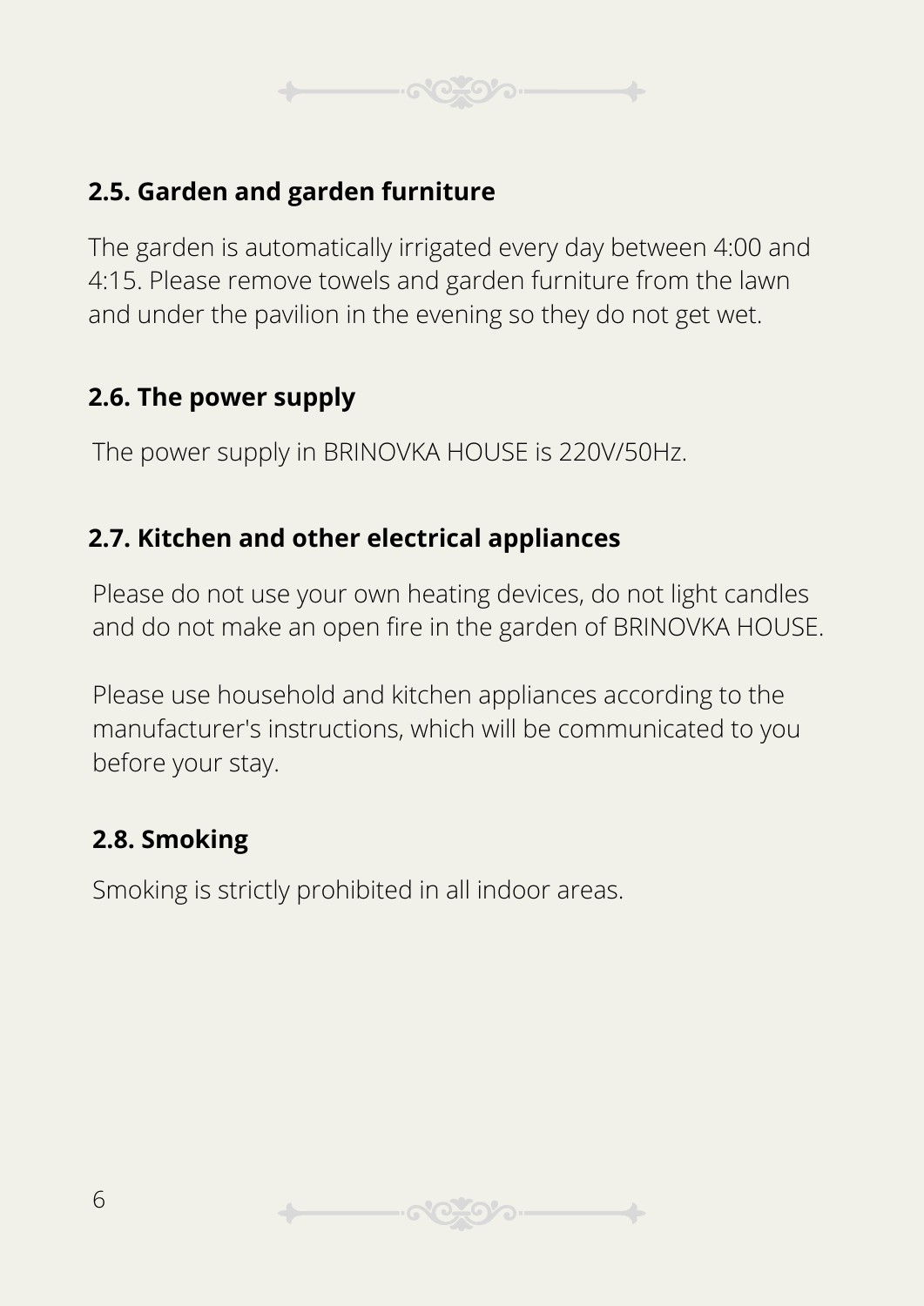### 2.5. Garden and garden furniture

The garden is automatically irrigated every day between 4:00 and 4:15. Please remove towels and garden furniture from the lawn and under the pavilion in the evening so they do not get wet.

### 2.6. The power supply

The power supply in BRINOVKA HOUSE is 220V/50Hz.

### 2.7. Kitchen and other electrical appliances

Please do not use your own heating devices, do not light candles and do not make an open fire in the garden of BRINOVKA HOUSE.

Please use household and kitchen appliances according to the manufacturer's instructions, which will be communicated to you before your stay.

### 2.8. Smoking

Smoking is strictly prohibited in all indoor areas.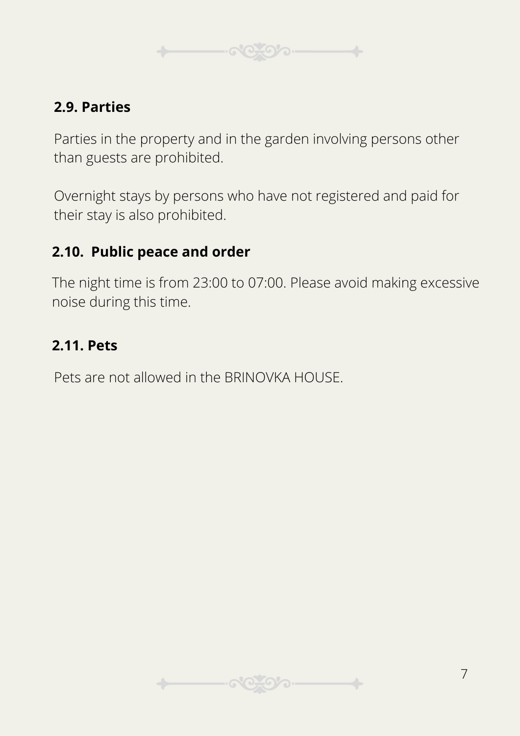### 2.9. Parties

Parties in the property and in the garden involving persons other than guests are prohibited.

Overnight stays by persons who have not registered and paid for their stay is also prohibited.

### 2.10. Public peace and order

The night time is from 23:00 to 07:00. Please avoid making excessive noise during this time.

### 2.11. Pets

Pets are not allowed in the BRINOVKA HOUSE.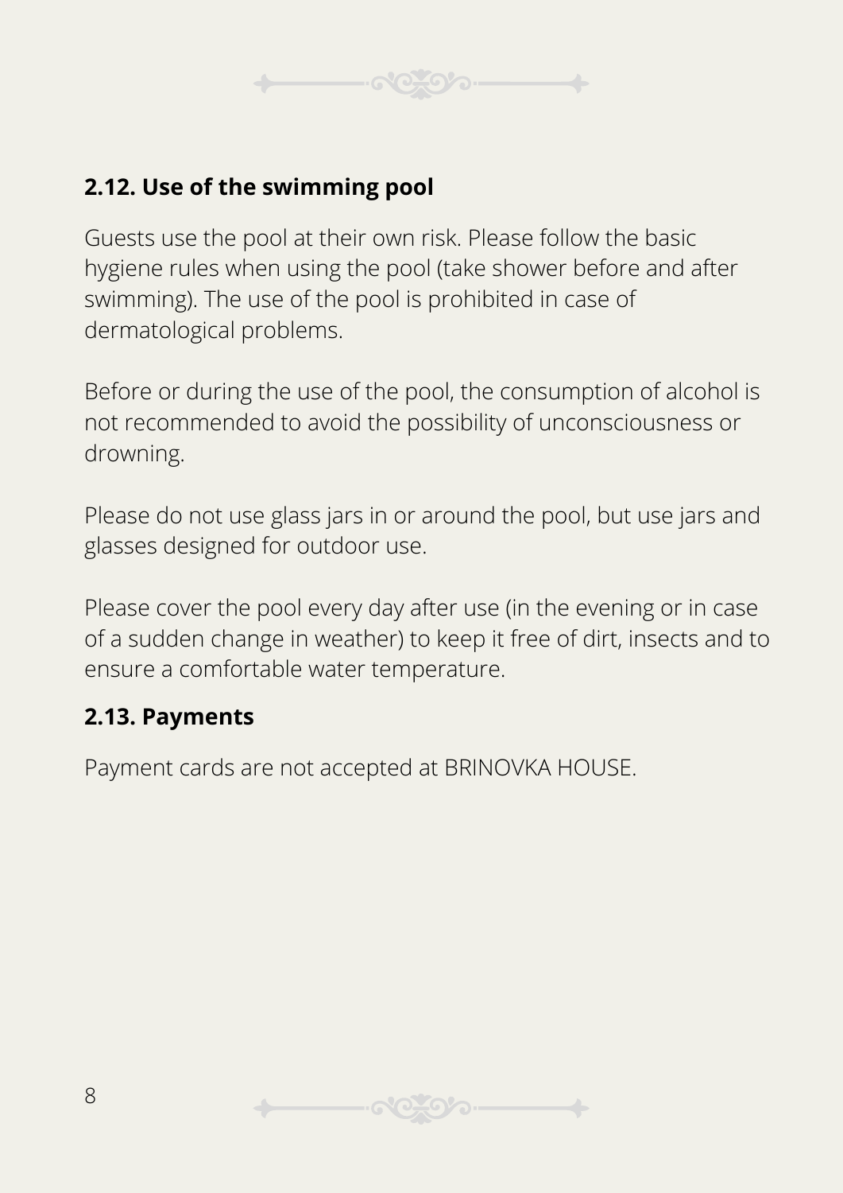### 2.12. Use of the swimming pool

Guests use the pool at their own risk. Please follow the basic hygiene rules when using the pool (take shower before and after swimming). The use of the pool is prohibited in case of dermatological problems.

Before or during the use of the pool, the consumption of alcohol is not recommended to avoid the possibility of unconsciousness or drowning.

Please do not use glass jars in or around the pool, but use jars and glasses designed for outdoor use.

Please cover the pool every day after use (in the evening or in case of a sudden change in weather) to keep it free of dirt, insects and to ensure a comfortable water temperature.

### 2.13. Payments

Payment cards are not accepted at BRINOVKA HOUSE.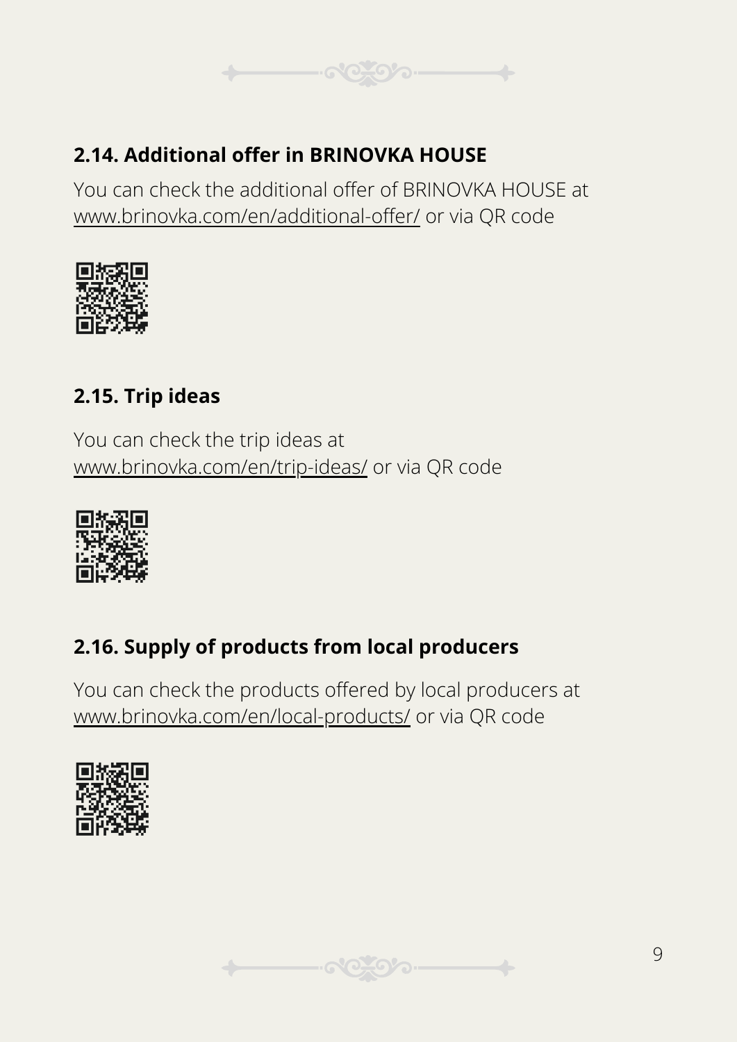## 2.14. Additional offer in BRINOVKA HOUSE

You can check the additional offer of BRINOVKA HOUSE at www.brinovka.com/en/additional-offer/ or via QR code

## 2.15. Trip ideas

You can check the trip ideas at www.brinovka.com/en/trip-ideas/ or via QR code

## 2.16. Supply of products from local producers

You can check the products offered by local producers at www.brinovka.com/en/local-products/ or via QR code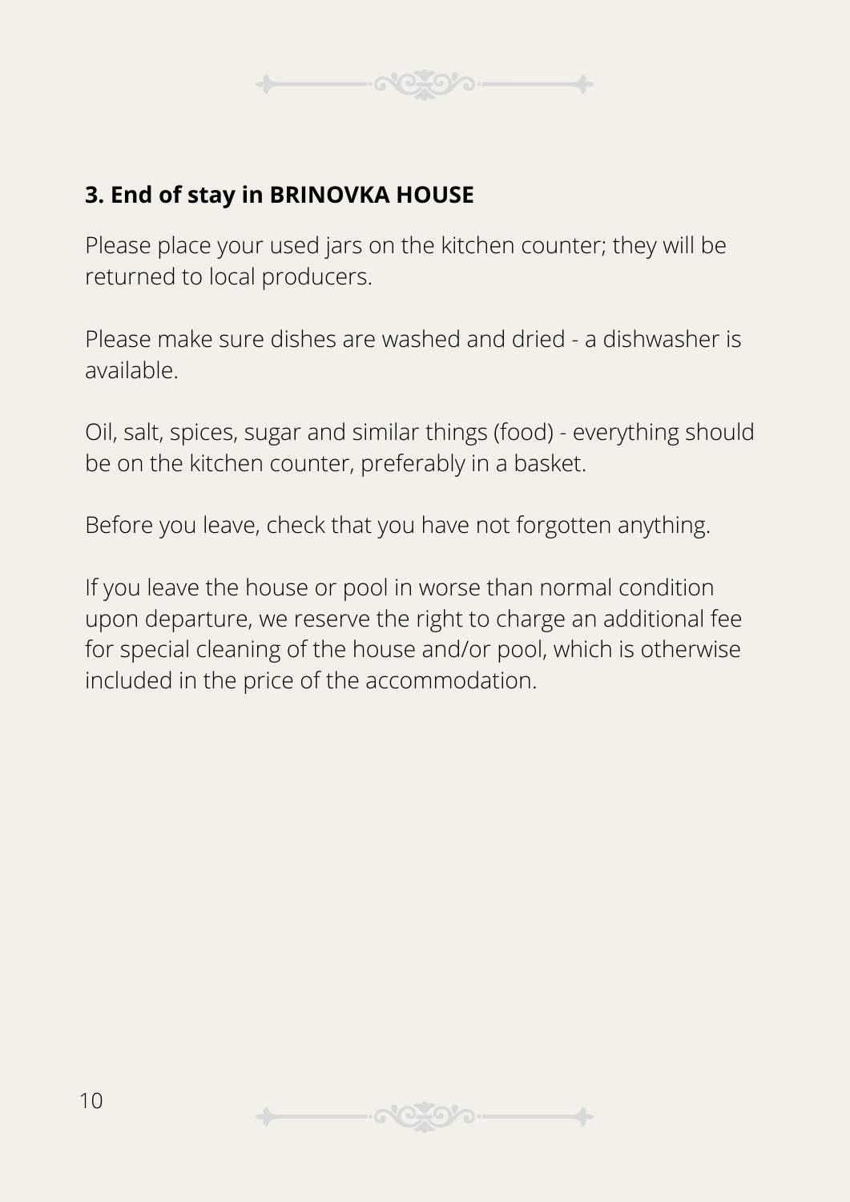### 3. End of stay in BRINOVKA HOUSE

Please place your used jars on the kitchen counter; they will be returned to local producers.

Please make sure dishes are washed and dried - a dishwasher is available.

Oil, salt, spices, sugar and similar things (food) - everything should be on the kitchen counter, preferably in a basket.

Before you leave, check that you have not forgotten anything.

If you leave the house or pool in worse than normal condition upon departure, we reserve the right to charge an additional fee for special cleaning of the house and/or pool, which is otherwise included in the price of the accommodation.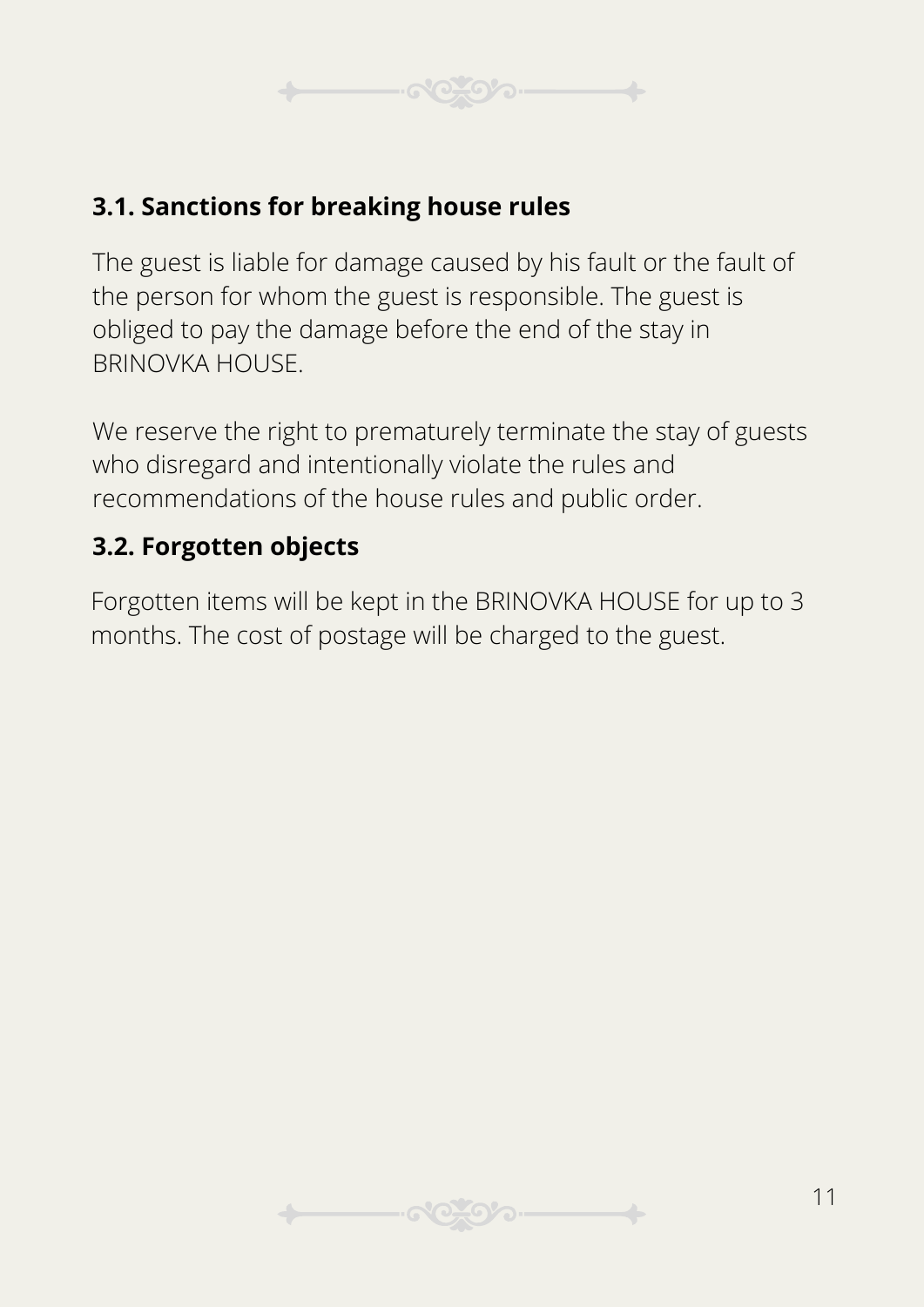### 3.1. Sanctions for breaking house rules

The guest is liable for damage caused by his fault or the fault of the person for whom the guest is responsible. The guest is obliged to pay the damage before the end of the stay in BRINOVKA HOUSE.

We reserve the right to prematurely terminate the stay of guests who disregard and intentionally violate the rules and recommendations of the house rules and public order.

### 3.2. Forgotten objects

Forgotten items will be kept in the BRINOVKA HOUSE for up to 3 months. The cost of postage will be charged to the guest.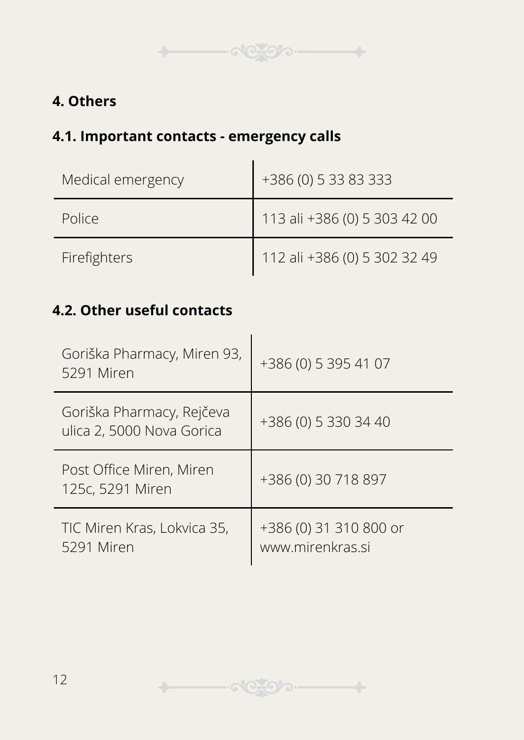## 4. Others

### 4.1. Important contacts - emergency calls

| | |
|---|---|
| Medical emergency | +386 (0) 5 33 83 333 |
| Police | 113 ali +386 (0) 5 303 42 00 |
| Firefighters | 112 ali +386 (0) 5 302 32 49 |

### 4.2. Other useful contacts

| | |
|---|---|
| Goriška Pharmacy, Miren 93, 5291 Miren | +386 (0) 5 395 41 07 |
| Goriška Pharmacy, Rejčeva ulica 2, 5000 Nova Gorica | +386 (0) 5 330 34 40 |
| Post Office Miren, Miren 125c, 5291 Miren | +386 (0) 30 718 897 |
| TIC Miren Kras, Lokvica 35, 5291 Miren | +386 (0) 31 310 800 or www.mirenkras.si |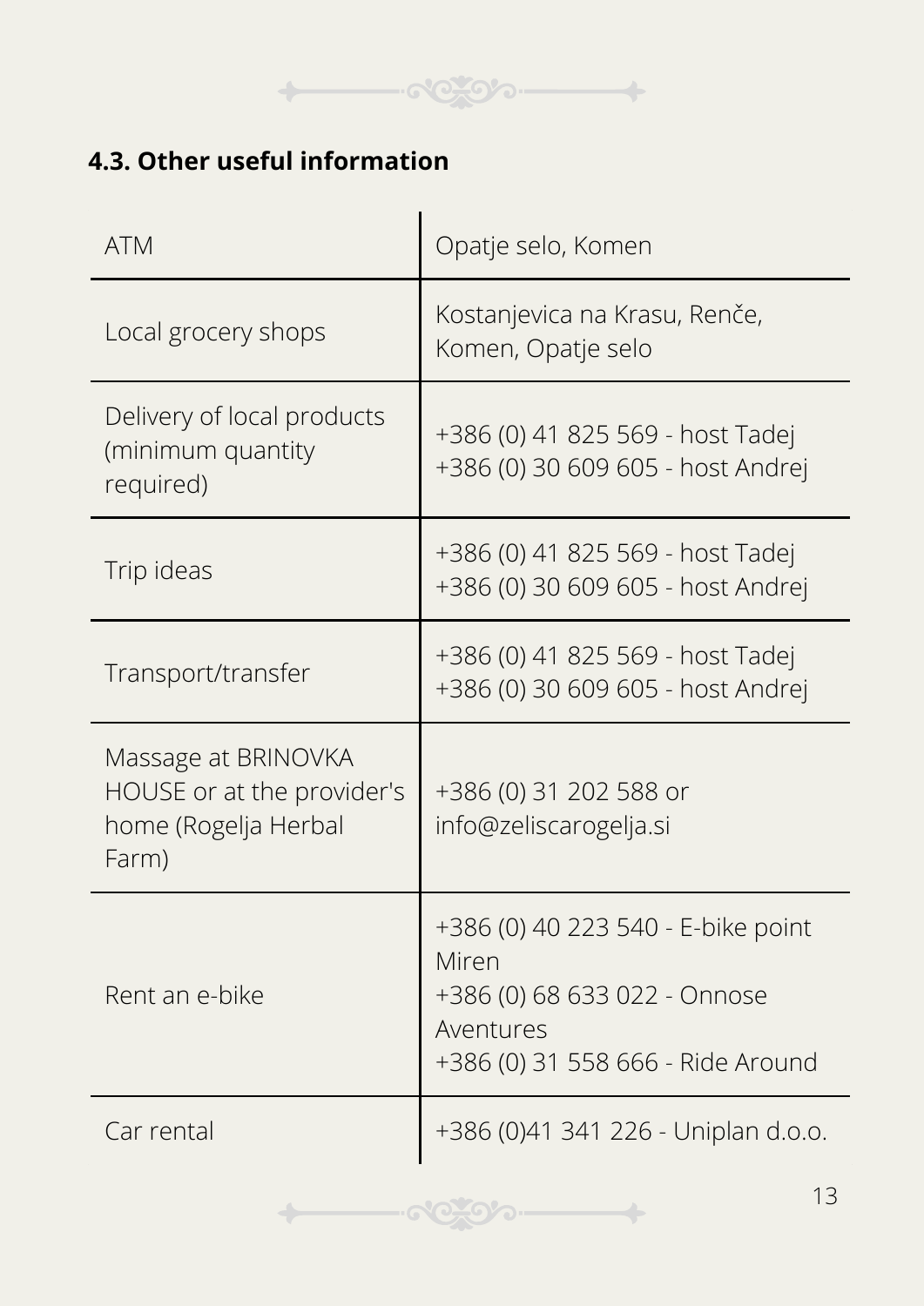## 4.3. Other useful information

| | |
|---|---|
| ATM | Opatje selo, Komen |
| Local grocery shops | Kostanjevica na Krasu, Renče, Komen, Opatje selo |
| Delivery of local products (minimum quantity required) | +386 (0) 41 825 569 - host Tadej<br>+386 (0) 30 609 605 - host Andrej |
| Trip ideas | +386 (0) 41 825 569 - host Tadej<br>+386 (0) 30 609 605 - host Andrej |
| Transport/transfer | +386 (0) 41 825 569 - host Tadej<br>+386 (0) 30 609 605 - host Andrej |
| Massage at BRINOVKA HOUSE or at the provider's home (Rogelja Herbal Farm) | +386 (0) 31 202 588 or info@zeliscarogelja.si |
| Rent an e-bike | +386 (0) 40 223 540 - E-bike point Miren<br>+386 (0) 68 633 022 - Onnose Aventures<br>+386 (0) 31 558 666 - Ride Around |
| Car rental | +386 (0)41 341 226 - Uniplan d.o.o. |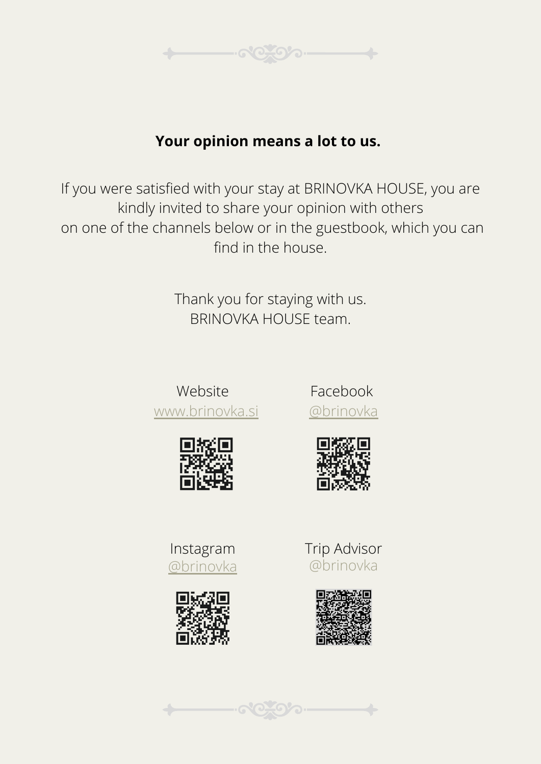**Your opinion means a lot to us.**

If you were satisfied with your stay at BRINOVKA HOUSE, you are kindly invited to share your opinion with others on one of the channels below or in the guestbook, which you can find in the house.

Thank you for staying with us.
BRINOVKA HOUSE team.

Website
www.brinovka.si

Facebook
@brinovka

Instagram
@brinovka

Trip Advisor
@brinovka